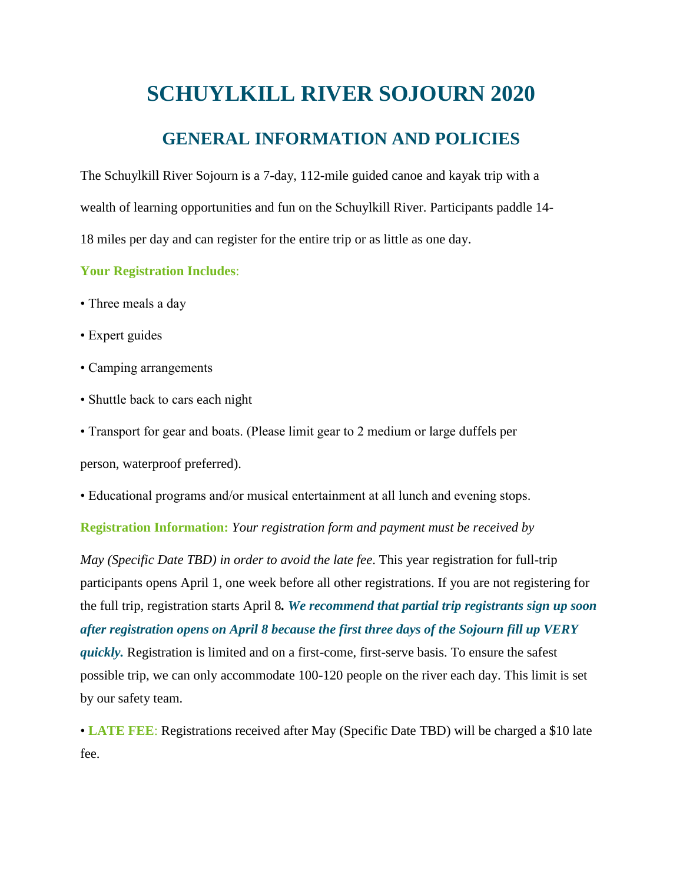# SCHUYLKILL RIVER SOJOURN 2020

## GENERAL INFORMATION AND POLICIES

The Schuylkill River Sojourn is a 7-day, 112-mile guided canoe and kayak trip with a wealth of learning opportunities and fun on the Schuylkill River. Participants paddle 14-18 miles per day and can register for the entire trip or as little as one day.

**Your Registration Includes**:

- Three meals a day
- Expert guides
- Camping arrangements
- Shuttle back to cars each night
- Transport for gear and boats. (Please limit gear to 2 medium or large duffels per person, waterproof preferred).
- Educational programs and/or musical entertainment at all lunch and evening stops.

**Registration Information:** *Your registration form and payment must be received by May (Specific Date TBD) in order to avoid the late fee*. This year registration for full-trip participants opens April 1, one week before all other registrations. If you are not registering for the full trip, registration starts April 8**.** ***We recommend that partial trip registrants sign up soon after registration opens on April 8 because the first three days of the Sojourn fill up VERY quickly.*** Registration is limited and on a first-come, first-serve basis. To ensure the safest possible trip, we can only accommodate 100-120 people on the river each day. This limit is set by our safety team.

- **LATE FEE**: Registrations received after May (Specific Date TBD) will be charged a $10 late fee.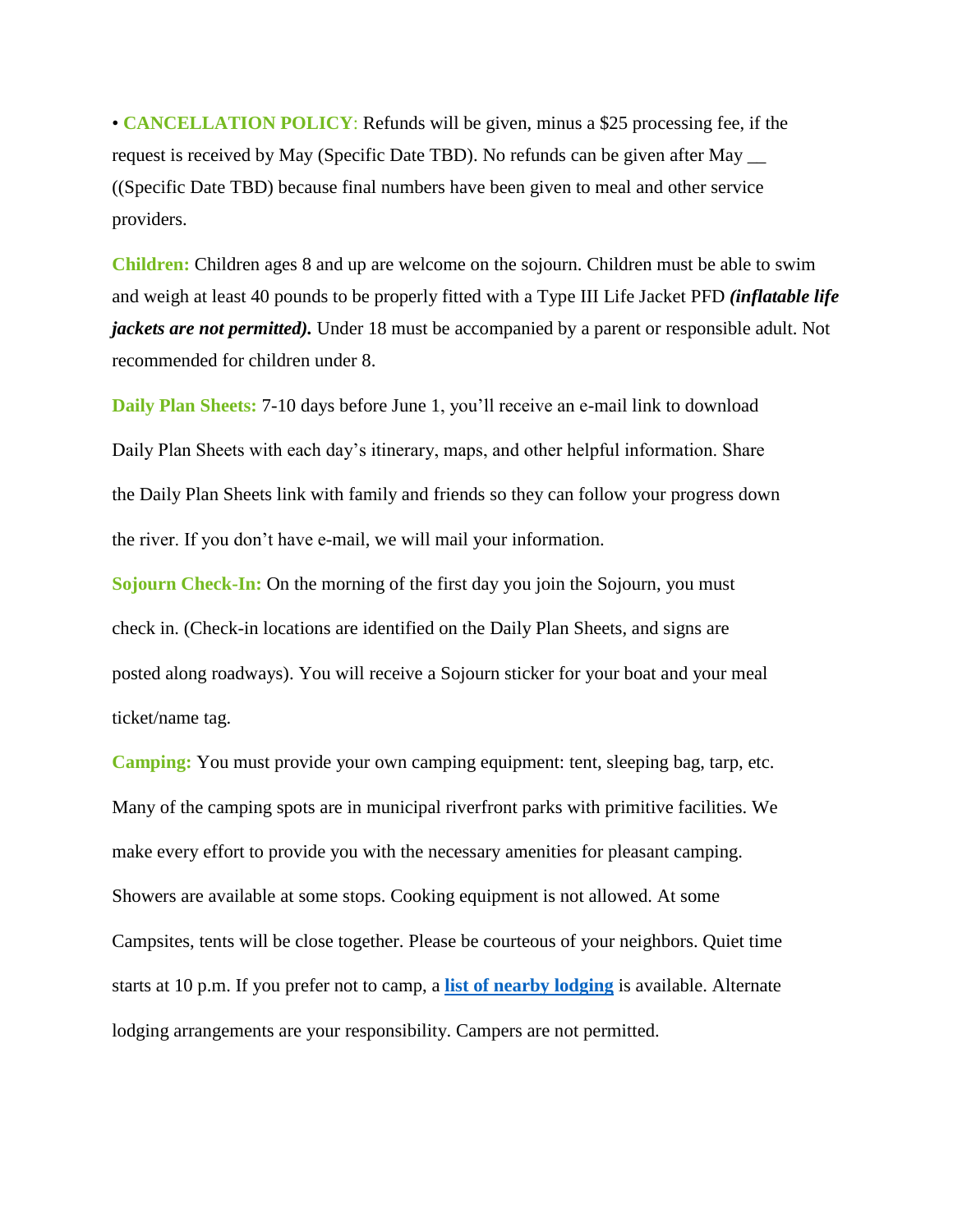• **CANCELLATION POLICY**: Refunds will be given, minus a $25 processing fee, if the request is received by May (Specific Date TBD). No refunds can be given after May __ ((Specific Date TBD) because final numbers have been given to meal and other service providers.

**Children:** Children ages 8 and up are welcome on the sojourn. Children must be able to swim and weigh at least 40 pounds to be properly fitted with a Type III Life Jacket PFD ***(inflatable life jackets are not permitted)***. Under 18 must be accompanied by a parent or responsible adult. Not recommended for children under 8.

**Daily Plan Sheets:** 7-10 days before June 1, you'll receive an e-mail link to download Daily Plan Sheets with each day's itinerary, maps, and other helpful information. Share the Daily Plan Sheets link with family and friends so they can follow your progress down the river. If you don't have e-mail, we will mail your information.

**Sojourn Check-In:** On the morning of the first day you join the Sojourn, you must check in. (Check-in locations are identified on the Daily Plan Sheets, and signs are posted along roadways). You will receive a Sojourn sticker for your boat and your meal ticket/name tag.

**Camping:** You must provide your own camping equipment: tent, sleeping bag, tarp, etc. Many of the camping spots are in municipal riverfront parks with primitive facilities. We make every effort to provide you with the necessary amenities for pleasant camping. Showers are available at some stops. Cooking equipment is not allowed. At some Campsites, tents will be close together. Please be courteous of your neighbors. Quiet time starts at 10 p.m. If you prefer not to camp, a **list of nearby lodging** is available. Alternate lodging arrangements are your responsibility. Campers are not permitted.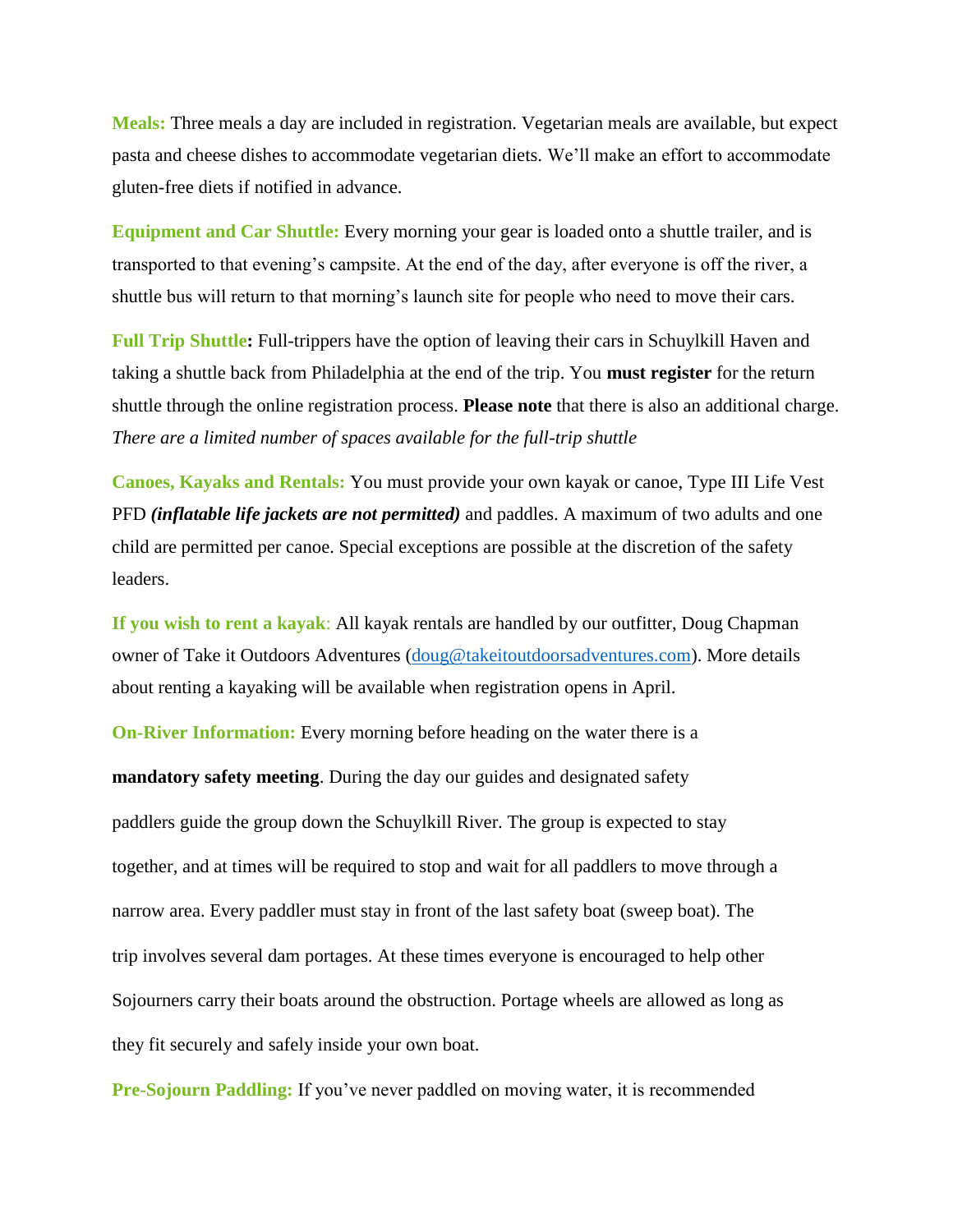**Meals:** Three meals a day are included in registration. Vegetarian meals are available, but expect pasta and cheese dishes to accommodate vegetarian diets. We'll make an effort to accommodate gluten-free diets if notified in advance.

**Equipment and Car Shuttle:** Every morning your gear is loaded onto a shuttle trailer, and is transported to that evening's campsite. At the end of the day, after everyone is off the river, a shuttle bus will return to that morning's launch site for people who need to move their cars.

**Full Trip Shuttle:** Full-trippers have the option of leaving their cars in Schuylkill Haven and taking a shuttle back from Philadelphia at the end of the trip. You **must register** for the return shuttle through the online registration process. **Please note** that there is also an additional charge. *There are a limited number of spaces available for the full-trip shuttle*

**Canoes, Kayaks and Rentals:** You must provide your own kayak or canoe, Type III Life Vest PFD ***(inflatable life jackets are not permitted)*** and paddles. A maximum of two adults and one child are permitted per canoe. Special exceptions are possible at the discretion of the safety leaders.

**If you wish to rent a kayak**: All kayak rentals are handled by our outfitter, Doug Chapman owner of Take it Outdoors Adventures (doug@takeitoutdoorsadventures.com). More details about renting a kayaking will be available when registration opens in April.

**On-River Information:** Every morning before heading on the water there is a **mandatory safety meeting**. During the day our guides and designated safety paddlers guide the group down the Schuylkill River. The group is expected to stay together, and at times will be required to stop and wait for all paddlers to move through a narrow area. Every paddler must stay in front of the last safety boat (sweep boat). The trip involves several dam portages. At these times everyone is encouraged to help other Sojourners carry their boats around the obstruction. Portage wheels are allowed as long as they fit securely and safely inside your own boat.

**Pre-Sojourn Paddling:** If you've never paddled on moving water, it is recommended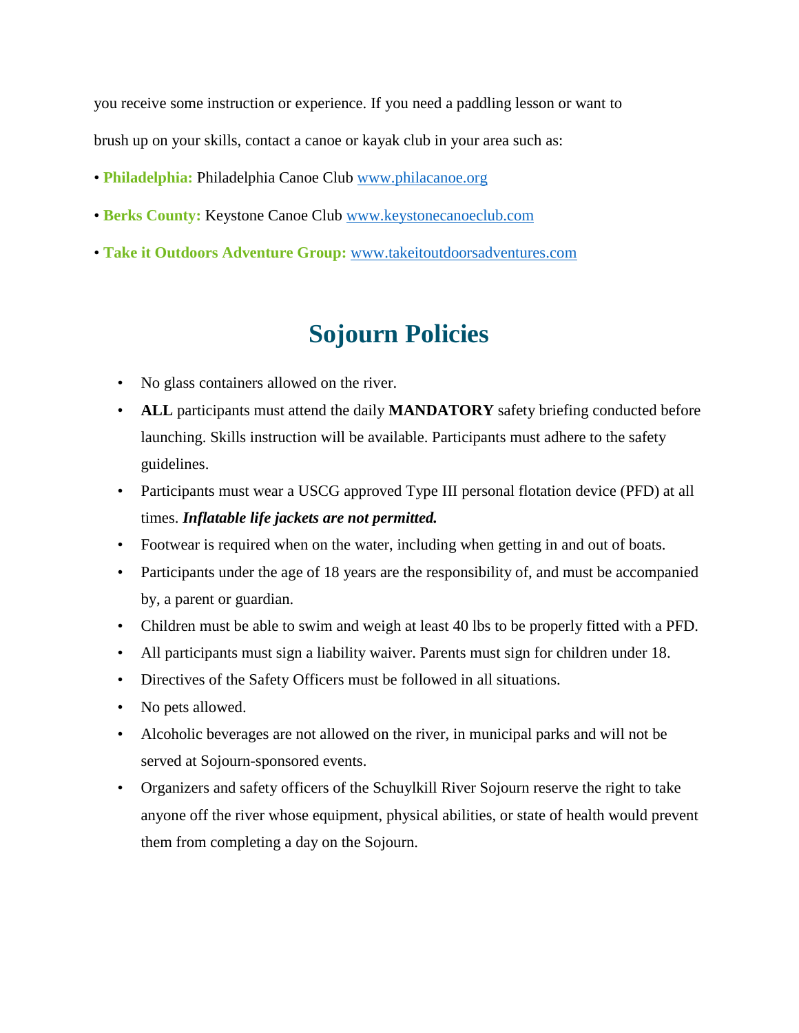you receive some instruction or experience. If you need a paddling lesson or want to brush up on your skills, contact a canoe or kayak club in your area such as:

- **Philadelphia:** Philadelphia Canoe Club www.philacanoe.org
- **Berks County:** Keystone Canoe Club www.keystonecanoeclub.com
- **Take it Outdoors Adventure Group:** www.takeitoutdoorsadventures.com

# Sojourn Policies

- No glass containers allowed on the river.
- **ALL** participants must attend the daily **MANDATORY** safety briefing conducted before launching. Skills instruction will be available. Participants must adhere to the safety guidelines.
- Participants must wear a USCG approved Type III personal flotation device (PFD) at all times. ***Inflatable life jackets are not permitted.***
- Footwear is required when on the water, including when getting in and out of boats.
- Participants under the age of 18 years are the responsibility of, and must be accompanied by, a parent or guardian.
- Children must be able to swim and weigh at least 40 lbs to be properly fitted with a PFD.
- All participants must sign a liability waiver. Parents must sign for children under 18.
- Directives of the Safety Officers must be followed in all situations.
- No pets allowed.
- Alcoholic beverages are not allowed on the river, in municipal parks and will not be served at Sojourn-sponsored events.
- Organizers and safety officers of the Schuylkill River Sojourn reserve the right to take anyone off the river whose equipment, physical abilities, or state of health would prevent them from completing a day on the Sojourn.